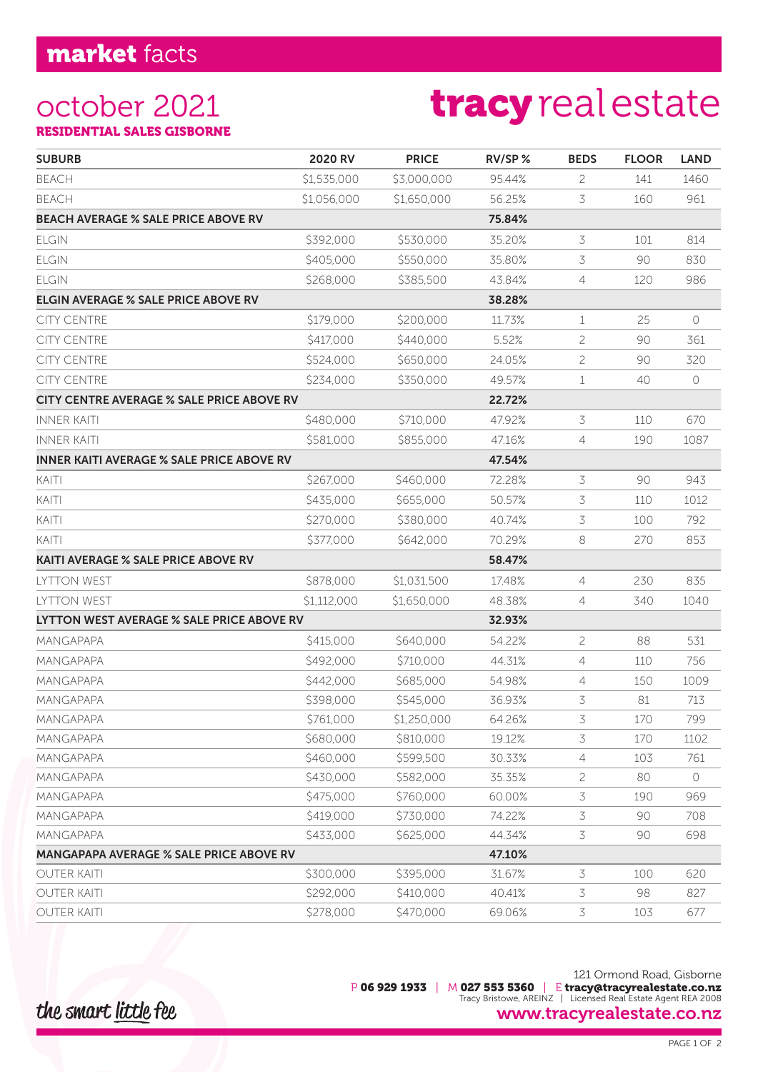# market facts

## october 2021

**RESIDENTIAL SALES GISBORNE**

# tracy real estate

| SUBURB | 2020 RV | PRICE | RV/SP % | BEDS | FLOOR | LAND |
|---|---|---|---|---|---|---|
| BEACH | $1,535,000 | $3,000,000 | 95.44% | 2 | 141 | 1460 |
| BEACH | $1,056,000 | $1,650,000 | 56.25% | 3 | 160 | 961 |
| **BEACH AVERAGE % SALE PRICE ABOVE RV** | | | **75.84%** | | | |
| ELGIN | $392,000 | $530,000 | 35.20% | 3 | 101 | 814 |
| ELGIN | $405,000 | $550,000 | 35.80% | 3 | 90 | 830 |
| ELGIN | $268,000 | $385,500 | 43.84% | 4 | 120 | 986 |
| **ELGIN AVERAGE % SALE PRICE ABOVE RV** | | | **38.28%** | | | |
| CITY CENTRE | $179,000 | $200,000 | 11.73% | 1 | 25 | 0 |
| CITY CENTRE | $417,000 | $440,000 | 5.52% | 2 | 90 | 361 |
| CITY CENTRE | $524,000 | $650,000 | 24.05% | 2 | 90 | 320 |
| CITY CENTRE | $234,000 | $350,000 | 49.57% | 1 | 40 | 0 |
| **CITY CENTRE AVERAGE % SALE PRICE ABOVE RV** | | | **22.72%** | | | |
| INNER KAITI | $480,000 | $710,000 | 47.92% | 3 | 110 | 670 |
| INNER KAITI | $581,000 | $855,000 | 47.16% | 4 | 190 | 1087 |
| **INNER KAITI AVERAGE % SALE PRICE ABOVE RV** | | | **47.54%** | | | |
| KAITI | $267,000 | $460,000 | 72.28% | 3 | 90 | 943 |
| KAITI | $435,000 | $655,000 | 50.57% | 3 | 110 | 1012 |
| KAITI | $270,000 | $380,000 | 40.74% | 3 | 100 | 792 |
| KAITI | $377,000 | $642,000 | 70.29% | 8 | 270 | 853 |
| **KAITI AVERAGE % SALE PRICE ABOVE RV** | | | **58.47%** | | | |
| LYTTON WEST | $878,000 | $1,031,500 | 17.48% | 4 | 230 | 835 |
| LYTTON WEST | $1,112,000 | $1,650,000 | 48.38% | 4 | 340 | 1040 |
| **LYTTON WEST AVERAGE % SALE PRICE ABOVE RV** | | | **32.93%** | | | |
| MANGAPAPA | $415,000 | $640,000 | 54.22% | 2 | 88 | 531 |
| MANGAPAPA | $492,000 | $710,000 | 44.31% | 4 | 110 | 756 |
| MANGAPAPA | $442,000 | $685,000 | 54.98% | 4 | 150 | 1009 |
| MANGAPAPA | $398,000 | $545,000 | 36.93% | 3 | 81 | 713 |
| MANGAPAPA | $761,000 | $1,250,000 | 64.26% | 3 | 170 | 799 |
| MANGAPAPA | $680,000 | $810,000 | 19.12% | 3 | 170 | 1102 |
| MANGAPAPA | $460,000 | $599,500 | 30.33% | 4 | 103 | 761 |
| MANGAPAPA | $430,000 | $582,000 | 35.35% | 2 | 80 | 0 |
| MANGAPAPA | $475,000 | $760,000 | 60.00% | 3 | 190 | 969 |
| MANGAPAPA | $419,000 | $730,000 | 74.22% | 3 | 90 | 708 |
| MANGAPAPA | $433,000 | $625,000 | 44.34% | 3 | 90 | 698 |
| **MANGAPAPA AVERAGE % SALE PRICE ABOVE RV** | | | **47.10%** | | | |
| OUTER KAITI | $300,000 | $395,000 | 31.67% | 3 | 100 | 620 |
| OUTER KAITI | $292,000 | $410,000 | 40.41% | 3 | 98 | 827 |
| OUTER KAITI | $278,000 | $470,000 | 69.06% | 3 | 103 | 677 |

*the smart little fee*

121 Ormond Road, Gisborne
P **06 929 1933** | M **027 553 5360** | E **tracy@tracyrealestate.co.nz**
Tracy Bristowe, AREINZ | Licensed Real Estate Agent REA 2008
**www.tracyrealestate.co.nz**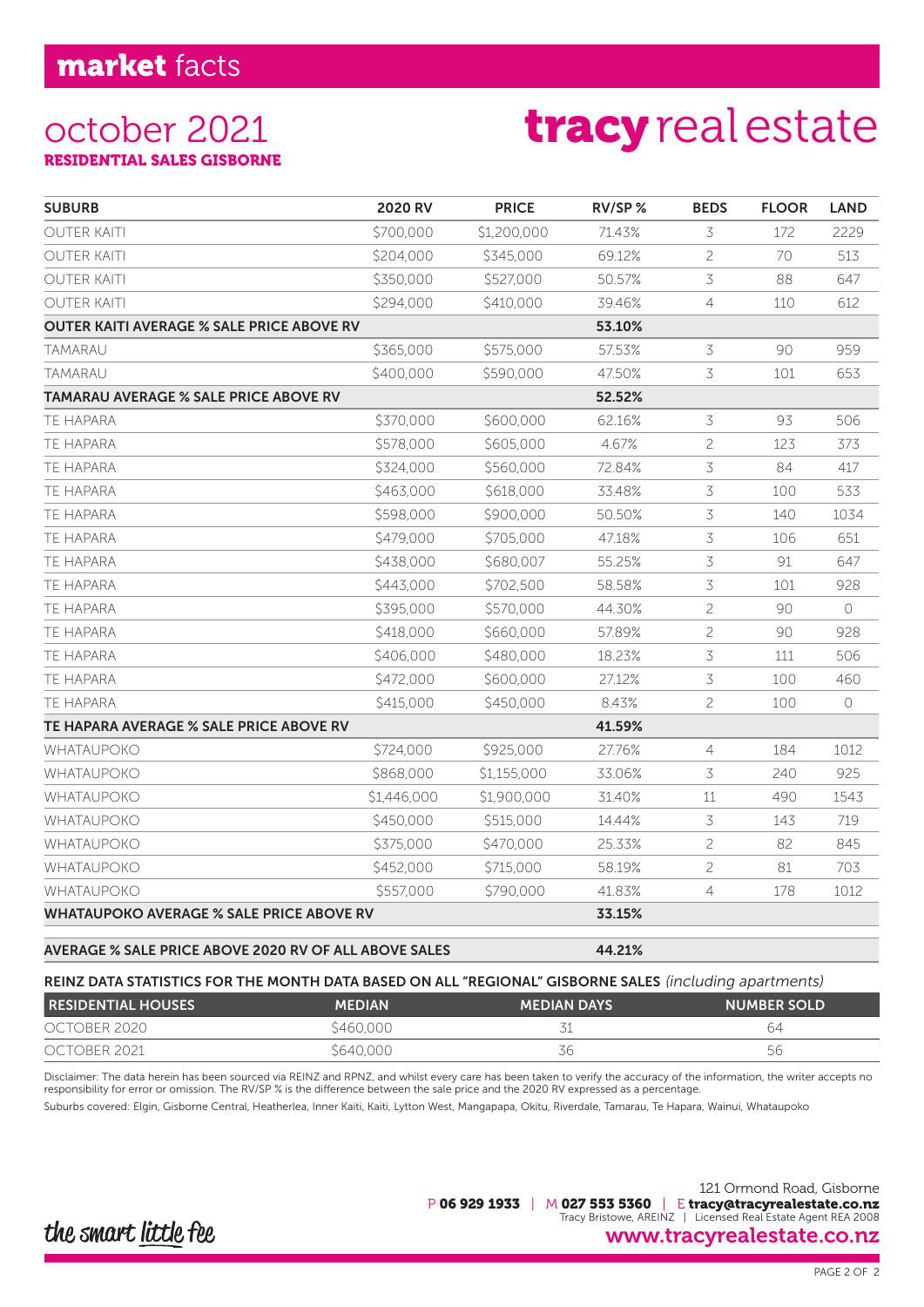# market facts

## october 2021

**RESIDENTIAL SALES GISBORNE**

# tracy real estate

| SUBURB | 2020 RV | PRICE | RV/SP % | BEDS | FLOOR | LAND |
|---|---|---|---|---|---|---|
| OUTER KAITI | $700,000 | $1,200,000 | 71.43% | 3 | 172 | 2229 |
| OUTER KAITI | $204,000 | $345,000 | 69.12% | 2 | 70 | 513 |
| OUTER KAITI | $350,000 | $527,000 | 50.57% | 3 | 88 | 647 |
| OUTER KAITI | $294,000 | $410,000 | 39.46% | 4 | 110 | 612 |
| **OUTER KAITI AVERAGE % SALE PRICE ABOVE RV** | | | **53.10%** | | | |
| TAMARAU | $365,000 | $575,000 | 57.53% | 3 | 90 | 959 |
| TAMARAU | $400,000 | $590,000 | 47.50% | 3 | 101 | 653 |
| **TAMARAU AVERAGE % SALE PRICE ABOVE RV** | | | **52.52%** | | | |
| TE HAPARA | $370,000 | $600,000 | 62.16% | 3 | 93 | 506 |
| TE HAPARA | $578,000 | $605,000 | 4.67% | 2 | 123 | 373 |
| TE HAPARA | $324,000 | $560,000 | 72.84% | 3 | 84 | 417 |
| TE HAPARA | $463,000 | $618,000 | 33.48% | 3 | 100 | 533 |
| TE HAPARA | $598,000 | $900,000 | 50.50% | 3 | 140 | 1034 |
| TE HAPARA | $479,000 | $705,000 | 47.18% | 3 | 106 | 651 |
| TE HAPARA | $438,000 | $680,007 | 55.25% | 3 | 91 | 647 |
| TE HAPARA | $443,000 | $702,500 | 58.58% | 3 | 101 | 928 |
| TE HAPARA | $395,000 | $570,000 | 44.30% | 2 | 90 | 0 |
| TE HAPARA | $418,000 | $660,000 | 57.89% | 2 | 90 | 928 |
| TE HAPARA | $406,000 | $480,000 | 18.23% | 3 | 111 | 506 |
| TE HAPARA | $472,000 | $600,000 | 27.12% | 3 | 100 | 460 |
| TE HAPARA | $415,000 | $450,000 | 8.43% | 2 | 100 | 0 |
| **TE HAPARA AVERAGE % SALE PRICE ABOVE RV** | | | **41.59%** | | | |
| WHATAUPOKO | $724,000 | $925,000 | 27.76% | 4 | 184 | 1012 |
| WHATAUPOKO | $868,000 | $1,155,000 | 33.06% | 3 | 240 | 925 |
| WHATAUPOKO | $1,446,000 | $1,900,000 | 31.40% | 11 | 490 | 1543 |
| WHATAUPOKO | $450,000 | $515,000 | 14.44% | 3 | 143 | 719 |
| WHATAUPOKO | $375,000 | $470,000 | 25.33% | 2 | 82 | 845 |
| WHATAUPOKO | $452,000 | $715,000 | 58.19% | 2 | 81 | 703 |
| WHATAUPOKO | $557,000 | $790,000 | 41.83% | 4 | 178 | 1012 |
| **WHATAUPOKO AVERAGE % SALE PRICE ABOVE RV** | | | **33.15%** | | | |
| **AVERAGE % SALE PRICE ABOVE 2020 RV OF ALL ABOVE SALES** | | | **44.21%** | | | |

**REINZ DATA STATISTICS FOR THE MONTH DATA BASED ON ALL "REGIONAL" GISBORNE SALES** *(including apartments)*

| RESIDENTIAL HOUSES | MEDIAN | MEDIAN DAYS | NUMBER SOLD |
|---|---|---|---|
| OCTOBER 2020 | $460,000 | 31 | 64 |
| OCTOBER 2021 | $640,000 | 36 | 56 |

Disclaimer: The data herein has been sourced via REINZ and RPNZ, and whilst every care has been taken to verify the accuracy of the information, the writer accepts no responsibility for error or omission. The RV/SP % is the difference between the sale price and the 2020 RV expressed as a percentage.

Suburbs covered: Elgin, Gisborne Central, Heatherlea, Inner Kaiti, Kaiti, Lytton West, Mangapapa, Okitu, Riverdale, Tamarau, Te Hapara, Wainui, Whataupoko

the smart little fee

121 Ormond Road, Gisborne
P **06 929 1933** | M **027 553 5360** | E **tracy@tracyrealestate.co.nz**
Tracy Bristowe, AREINZ | Licensed Real Estate Agent REA 2008
**www.tracyrealestate.co.nz**